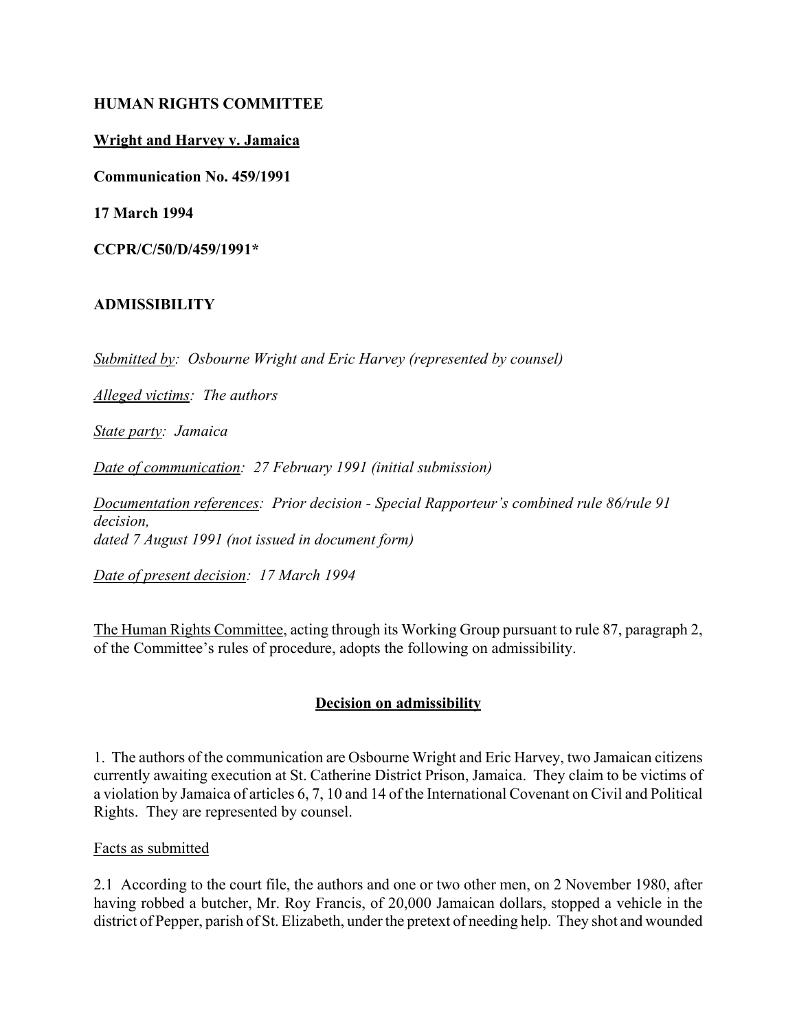**HUMAN RIGHTS COMMITTEE**

**Wright and Harvey v. Jamaica**

**Communication No. 459/1991**

**17 March 1994**

**CCPR/C/50/D/459/1991***

**ADMISSIBILITY**

*Submitted by: Osbourne Wright and Eric Harvey (represented by counsel)*

*Alleged victims: The authors*

*State party: Jamaica*

*Date of communication: 27 February 1991 (initial submission)*

*Documentation references: Prior decision - Special Rapporteur's combined rule 86/rule 91 decision,*
*dated 7 August 1991 (not issued in document form)*

*Date of present decision: 17 March 1994*

The Human Rights Committee, acting through its Working Group pursuant to rule 87, paragraph 2, of the Committee's rules of procedure, adopts the following on admissibility.

**Decision on admissibility**

1. The authors of the communication are Osbourne Wright and Eric Harvey, two Jamaican citizens currently awaiting execution at St. Catherine District Prison, Jamaica. They claim to be victims of a violation by Jamaica of articles 6, 7, 10 and 14 of the International Covenant on Civil and Political Rights. They are represented by counsel.

Facts as submitted

2.1 According to the court file, the authors and one or two other men, on 2 November 1980, after having robbed a butcher, Mr. Roy Francis, of 20,000 Jamaican dollars, stopped a vehicle in the district of Pepper, parish of St. Elizabeth, under the pretext of needing help. They shot and wounded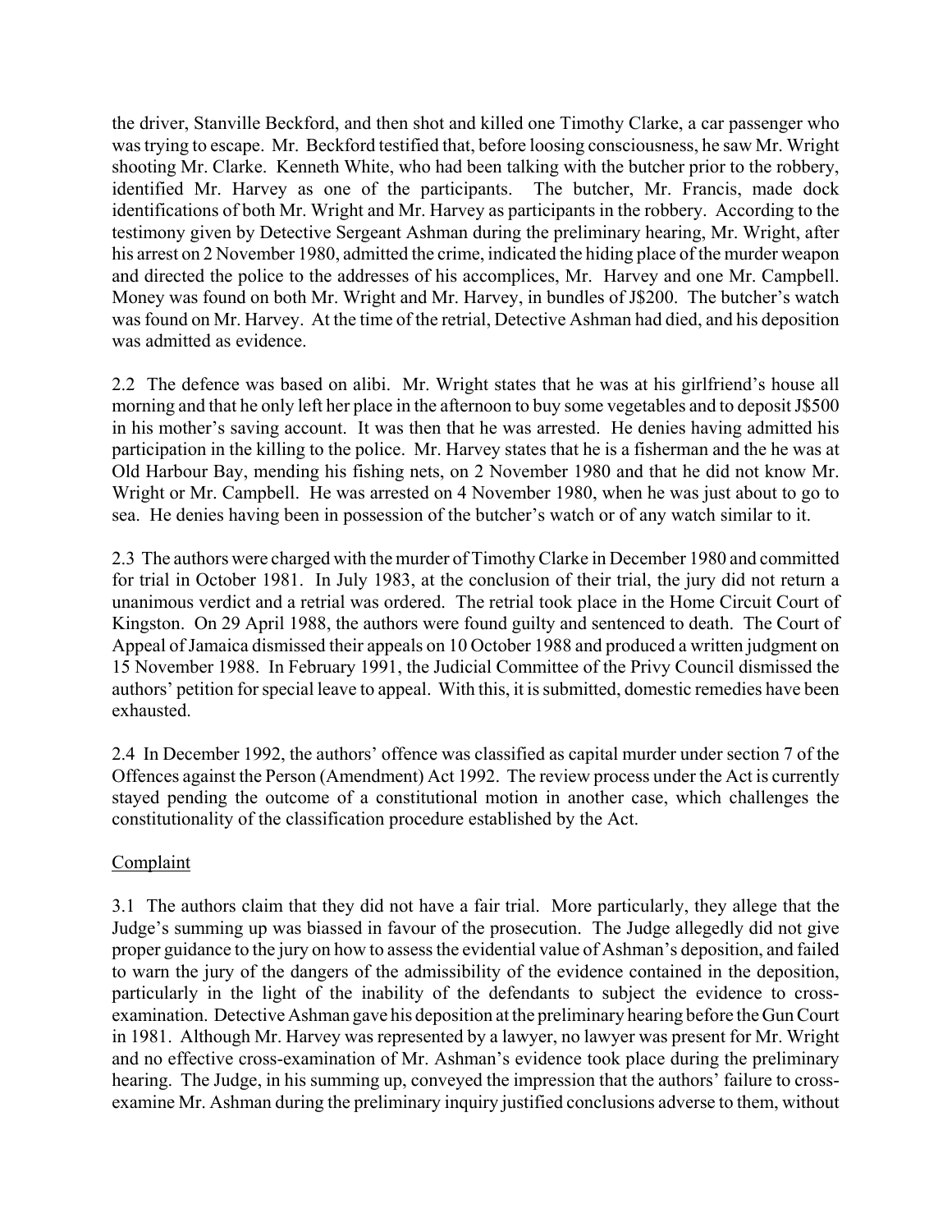the driver, Stanville Beckford, and then shot and killed one Timothy Clarke, a car passenger who was trying to escape. Mr. Beckford testified that, before loosing consciousness, he saw Mr. Wright shooting Mr. Clarke. Kenneth White, who had been talking with the butcher prior to the robbery, identified Mr. Harvey as one of the participants. The butcher, Mr. Francis, made dock identifications of both Mr. Wright and Mr. Harvey as participants in the robbery. According to the testimony given by Detective Sergeant Ashman during the preliminary hearing, Mr. Wright, after his arrest on 2 November 1980, admitted the crime, indicated the hiding place of the murder weapon and directed the police to the addresses of his accomplices, Mr. Harvey and one Mr. Campbell. Money was found on both Mr. Wright and Mr. Harvey, in bundles of J$200. The butcher's watch was found on Mr. Harvey. At the time of the retrial, Detective Ashman had died, and his deposition was admitted as evidence.

2.2 The defence was based on alibi. Mr. Wright states that he was at his girlfriend's house all morning and that he only left her place in the afternoon to buy some vegetables and to deposit J$500 in his mother's saving account. It was then that he was arrested. He denies having admitted his participation in the killing to the police. Mr. Harvey states that he is a fisherman and the he was at Old Harbour Bay, mending his fishing nets, on 2 November 1980 and that he did not know Mr. Wright or Mr. Campbell. He was arrested on 4 November 1980, when he was just about to go to sea. He denies having been in possession of the butcher's watch or of any watch similar to it.

2.3 The authors were charged with the murder of Timothy Clarke in December 1980 and committed for trial in October 1981. In July 1983, at the conclusion of their trial, the jury did not return a unanimous verdict and a retrial was ordered. The retrial took place in the Home Circuit Court of Kingston. On 29 April 1988, the authors were found guilty and sentenced to death. The Court of Appeal of Jamaica dismissed their appeals on 10 October 1988 and produced a written judgment on 15 November 1988. In February 1991, the Judicial Committee of the Privy Council dismissed the authors' petition for special leave to appeal. With this, it is submitted, domestic remedies have been exhausted.

2.4 In December 1992, the authors' offence was classified as capital murder under section 7 of the Offences against the Person (Amendment) Act 1992. The review process under the Act is currently stayed pending the outcome of a constitutional motion in another case, which challenges the constitutionality of the classification procedure established by the Act.

## Complaint

3.1 The authors claim that they did not have a fair trial. More particularly, they allege that the Judge's summing up was biassed in favour of the prosecution. The Judge allegedly did not give proper guidance to the jury on how to assess the evidential value of Ashman's deposition, and failed to warn the jury of the dangers of the admissibility of the evidence contained in the deposition, particularly in the light of the inability of the defendants to subject the evidence to cross-examination. Detective Ashman gave his deposition at the preliminary hearing before the Gun Court in 1981. Although Mr. Harvey was represented by a lawyer, no lawyer was present for Mr. Wright and no effective cross-examination of Mr. Ashman's evidence took place during the preliminary hearing. The Judge, in his summing up, conveyed the impression that the authors' failure to cross-examine Mr. Ashman during the preliminary inquiry justified conclusions adverse to them, without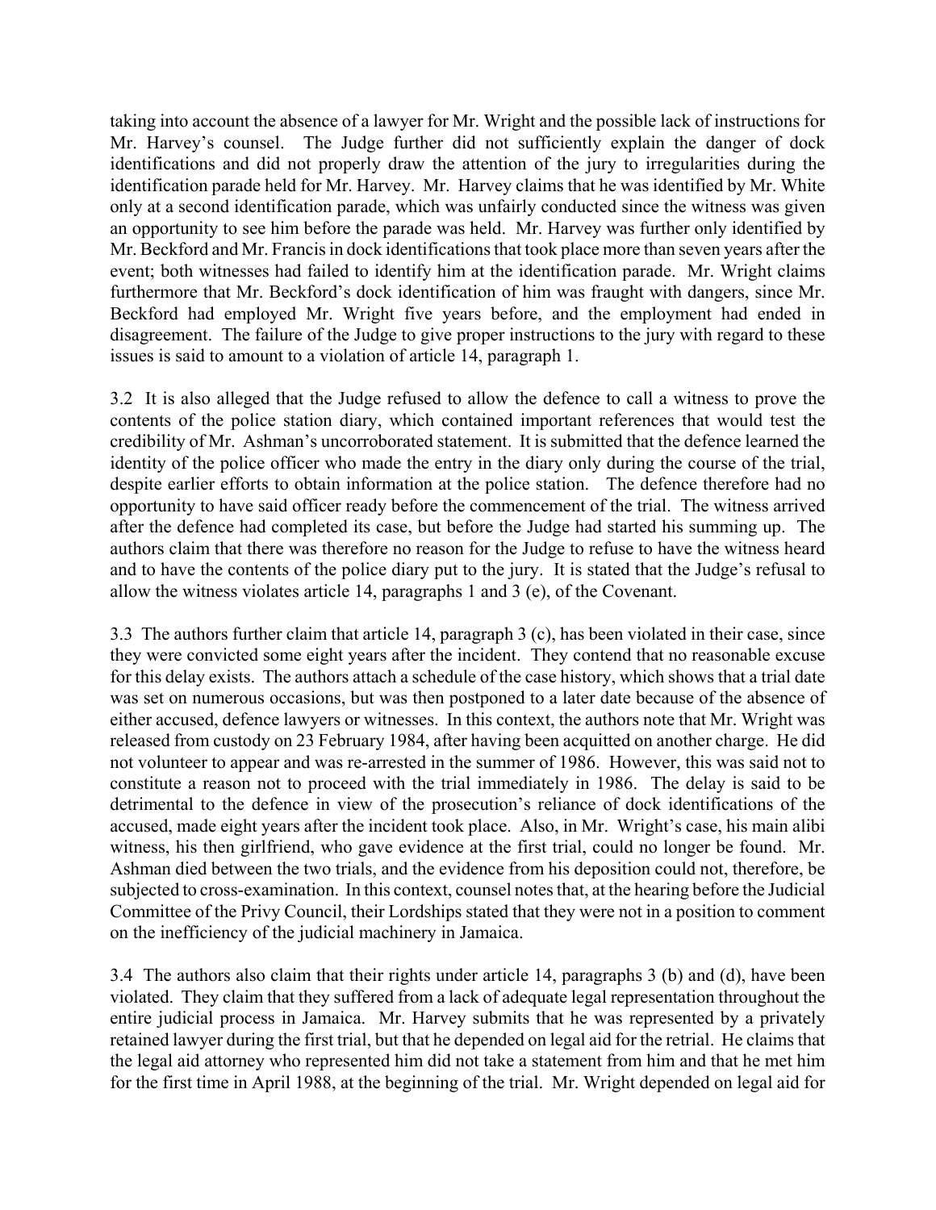taking into account the absence of a lawyer for Mr. Wright and the possible lack of instructions for Mr. Harvey's counsel. The Judge further did not sufficiently explain the danger of dock identifications and did not properly draw the attention of the jury to irregularities during the identification parade held for Mr. Harvey. Mr. Harvey claims that he was identified by Mr. White only at a second identification parade, which was unfairly conducted since the witness was given an opportunity to see him before the parade was held. Mr. Harvey was further only identified by Mr. Beckford and Mr. Francis in dock identifications that took place more than seven years after the event; both witnesses had failed to identify him at the identification parade. Mr. Wright claims furthermore that Mr. Beckford's dock identification of him was fraught with dangers, since Mr. Beckford had employed Mr. Wright five years before, and the employment had ended in disagreement. The failure of the Judge to give proper instructions to the jury with regard to these issues is said to amount to a violation of article 14, paragraph 1.

3.2 It is also alleged that the Judge refused to allow the defence to call a witness to prove the contents of the police station diary, which contained important references that would test the credibility of Mr. Ashman's uncorroborated statement. It is submitted that the defence learned the identity of the police officer who made the entry in the diary only during the course of the trial, despite earlier efforts to obtain information at the police station. The defence therefore had no opportunity to have said officer ready before the commencement of the trial. The witness arrived after the defence had completed its case, but before the Judge had started his summing up. The authors claim that there was therefore no reason for the Judge to refuse to have the witness heard and to have the contents of the police diary put to the jury. It is stated that the Judge's refusal to allow the witness violates article 14, paragraphs 1 and 3 (e), of the Covenant.

3.3 The authors further claim that article 14, paragraph 3 (c), has been violated in their case, since they were convicted some eight years after the incident. They contend that no reasonable excuse for this delay exists. The authors attach a schedule of the case history, which shows that a trial date was set on numerous occasions, but was then postponed to a later date because of the absence of either accused, defence lawyers or witnesses. In this context, the authors note that Mr. Wright was released from custody on 23 February 1984, after having been acquitted on another charge. He did not volunteer to appear and was re-arrested in the summer of 1986. However, this was said not to constitute a reason not to proceed with the trial immediately in 1986. The delay is said to be detrimental to the defence in view of the prosecution's reliance of dock identifications of the accused, made eight years after the incident took place. Also, in Mr. Wright's case, his main alibi witness, his then girlfriend, who gave evidence at the first trial, could no longer be found. Mr. Ashman died between the two trials, and the evidence from his deposition could not, therefore, be subjected to cross-examination. In this context, counsel notes that, at the hearing before the Judicial Committee of the Privy Council, their Lordships stated that they were not in a position to comment on the inefficiency of the judicial machinery in Jamaica.

3.4 The authors also claim that their rights under article 14, paragraphs 3 (b) and (d), have been violated. They claim that they suffered from a lack of adequate legal representation throughout the entire judicial process in Jamaica. Mr. Harvey submits that he was represented by a privately retained lawyer during the first trial, but that he depended on legal aid for the retrial. He claims that the legal aid attorney who represented him did not take a statement from him and that he met him for the first time in April 1988, at the beginning of the trial. Mr. Wright depended on legal aid for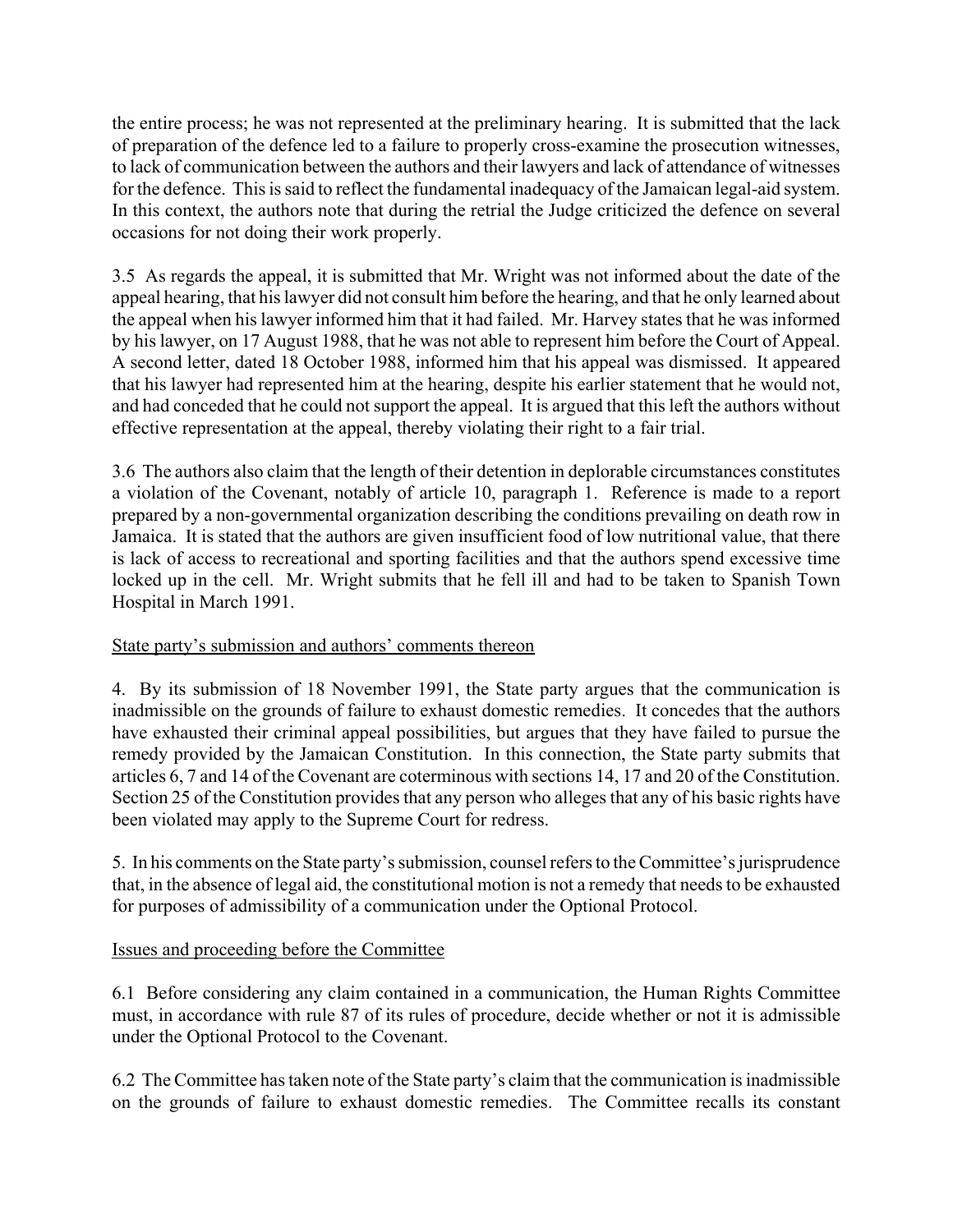the entire process; he was not represented at the preliminary hearing. It is submitted that the lack of preparation of the defence led to a failure to properly cross-examine the prosecution witnesses, to lack of communication between the authors and their lawyers and lack of attendance of witnesses for the defence. This is said to reflect the fundamental inadequacy of the Jamaican legal-aid system. In this context, the authors note that during the retrial the Judge criticized the defence on several occasions for not doing their work properly.

3.5 As regards the appeal, it is submitted that Mr. Wright was not informed about the date of the appeal hearing, that his lawyer did not consult him before the hearing, and that he only learned about the appeal when his lawyer informed him that it had failed. Mr. Harvey states that he was informed by his lawyer, on 17 August 1988, that he was not able to represent him before the Court of Appeal. A second letter, dated 18 October 1988, informed him that his appeal was dismissed. It appeared that his lawyer had represented him at the hearing, despite his earlier statement that he would not, and had conceded that he could not support the appeal. It is argued that this left the authors without effective representation at the appeal, thereby violating their right to a fair trial.

3.6 The authors also claim that the length of their detention in deplorable circumstances constitutes a violation of the Covenant, notably of article 10, paragraph 1. Reference is made to a report prepared by a non-governmental organization describing the conditions prevailing on death row in Jamaica. It is stated that the authors are given insufficient food of low nutritional value, that there is lack of access to recreational and sporting facilities and that the authors spend excessive time locked up in the cell. Mr. Wright submits that he fell ill and had to be taken to Spanish Town Hospital in March 1991.

## State party's submission and authors' comments thereon

4. By its submission of 18 November 1991, the State party argues that the communication is inadmissible on the grounds of failure to exhaust domestic remedies. It concedes that the authors have exhausted their criminal appeal possibilities, but argues that they have failed to pursue the remedy provided by the Jamaican Constitution. In this connection, the State party submits that articles 6, 7 and 14 of the Covenant are coterminous with sections 14, 17 and 20 of the Constitution. Section 25 of the Constitution provides that any person who alleges that any of his basic rights have been violated may apply to the Supreme Court for redress.

5. In his comments on the State party's submission, counsel refers to the Committee's jurisprudence that, in the absence of legal aid, the constitutional motion is not a remedy that needs to be exhausted for purposes of admissibility of a communication under the Optional Protocol.

## Issues and proceeding before the Committee

6.1 Before considering any claim contained in a communication, the Human Rights Committee must, in accordance with rule 87 of its rules of procedure, decide whether or not it is admissible under the Optional Protocol to the Covenant.

6.2 The Committee has taken note of the State party's claim that the communication is inadmissible on the grounds of failure to exhaust domestic remedies. The Committee recalls its constant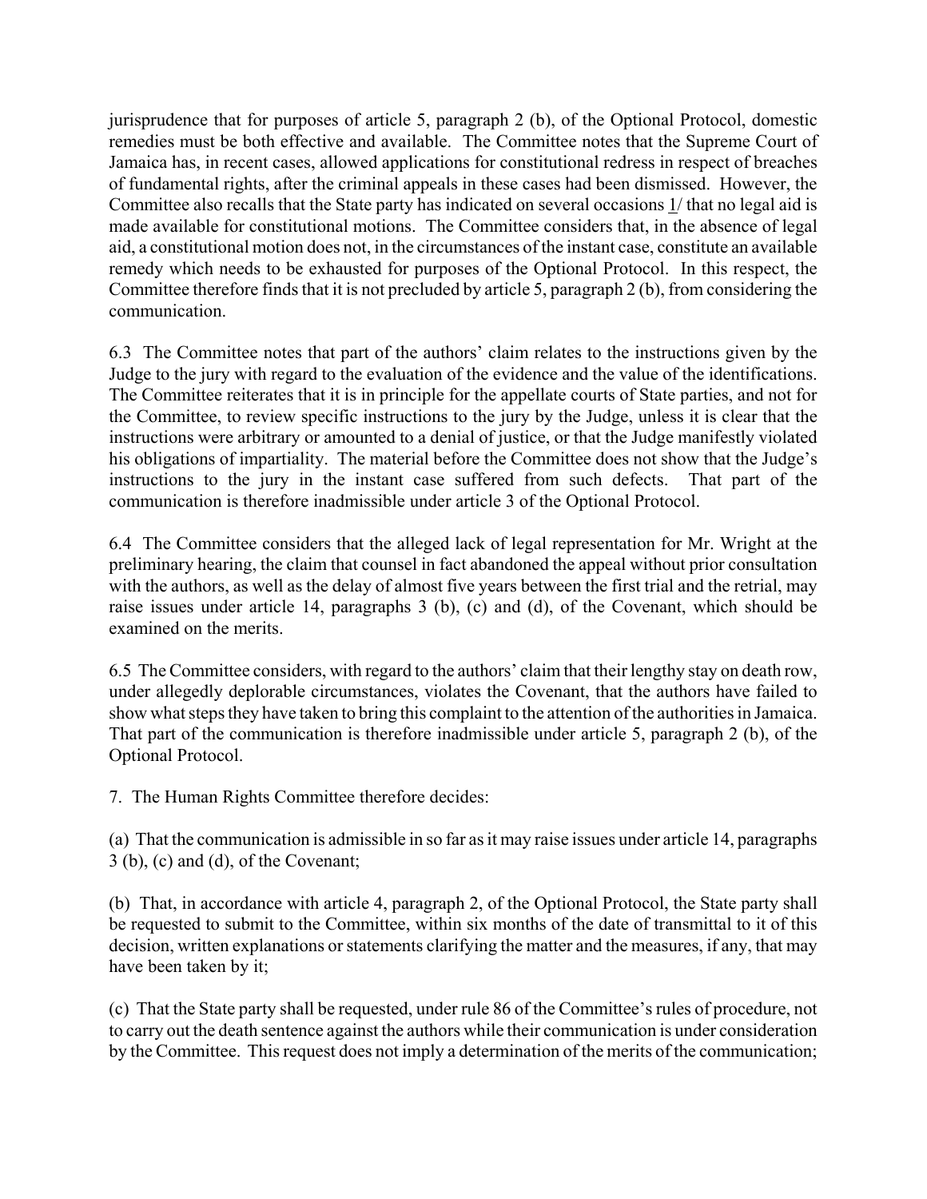jurisprudence that for purposes of article 5, paragraph 2 (b), of the Optional Protocol, domestic remedies must be both effective and available. The Committee notes that the Supreme Court of Jamaica has, in recent cases, allowed applications for constitutional redress in respect of breaches of fundamental rights, after the criminal appeals in these cases had been dismissed. However, the Committee also recalls that the State party has indicated on several occasions 1/ that no legal aid is made available for constitutional motions. The Committee considers that, in the absence of legal aid, a constitutional motion does not, in the circumstances of the instant case, constitute an available remedy which needs to be exhausted for purposes of the Optional Protocol. In this respect, the Committee therefore finds that it is not precluded by article 5, paragraph 2 (b), from considering the communication.

6.3 The Committee notes that part of the authors' claim relates to the instructions given by the Judge to the jury with regard to the evaluation of the evidence and the value of the identifications. The Committee reiterates that it is in principle for the appellate courts of State parties, and not for the Committee, to review specific instructions to the jury by the Judge, unless it is clear that the instructions were arbitrary or amounted to a denial of justice, or that the Judge manifestly violated his obligations of impartiality. The material before the Committee does not show that the Judge's instructions to the jury in the instant case suffered from such defects. That part of the communication is therefore inadmissible under article 3 of the Optional Protocol.

6.4 The Committee considers that the alleged lack of legal representation for Mr. Wright at the preliminary hearing, the claim that counsel in fact abandoned the appeal without prior consultation with the authors, as well as the delay of almost five years between the first trial and the retrial, may raise issues under article 14, paragraphs 3 (b), (c) and (d), of the Covenant, which should be examined on the merits.

6.5 The Committee considers, with regard to the authors' claim that their lengthy stay on death row, under allegedly deplorable circumstances, violates the Covenant, that the authors have failed to show what steps they have taken to bring this complaint to the attention of the authorities in Jamaica. That part of the communication is therefore inadmissible under article 5, paragraph 2 (b), of the Optional Protocol.

7. The Human Rights Committee therefore decides:

(a) That the communication is admissible in so far as it may raise issues under article 14, paragraphs 3 (b), (c) and (d), of the Covenant;

(b) That, in accordance with article 4, paragraph 2, of the Optional Protocol, the State party shall be requested to submit to the Committee, within six months of the date of transmittal to it of this decision, written explanations or statements clarifying the matter and the measures, if any, that may have been taken by it;

(c) That the State party shall be requested, under rule 86 of the Committee's rules of procedure, not to carry out the death sentence against the authors while their communication is under consideration by the Committee. This request does not imply a determination of the merits of the communication;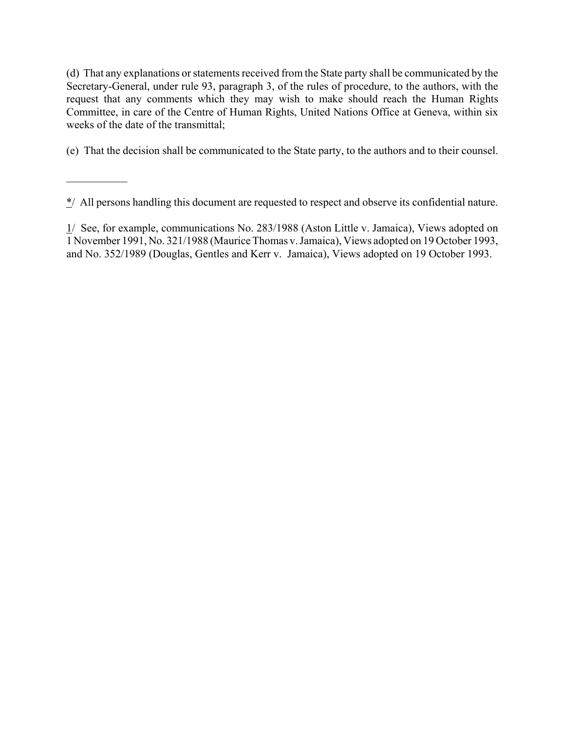(d) That any explanations or statements received from the State party shall be communicated by the Secretary-General, under rule 93, paragraph 3, of the rules of procedure, to the authors, with the request that any comments which they may wish to make should reach the Human Rights Committee, in care of the Centre of Human Rights, United Nations Office at Geneva, within six weeks of the date of the transmittal;

(e) That the decision shall be communicated to the State party, to the authors and to their counsel.

___________

*/ All persons handling this document are requested to respect and observe its confidential nature.

1/ See, for example, communications No. 283/1988 (Aston Little v. Jamaica), Views adopted on 1 November 1991, No. 321/1988 (Maurice Thomas v. Jamaica), Views adopted on 19 October 1993, and No. 352/1989 (Douglas, Gentles and Kerr v. Jamaica), Views adopted on 19 October 1993.